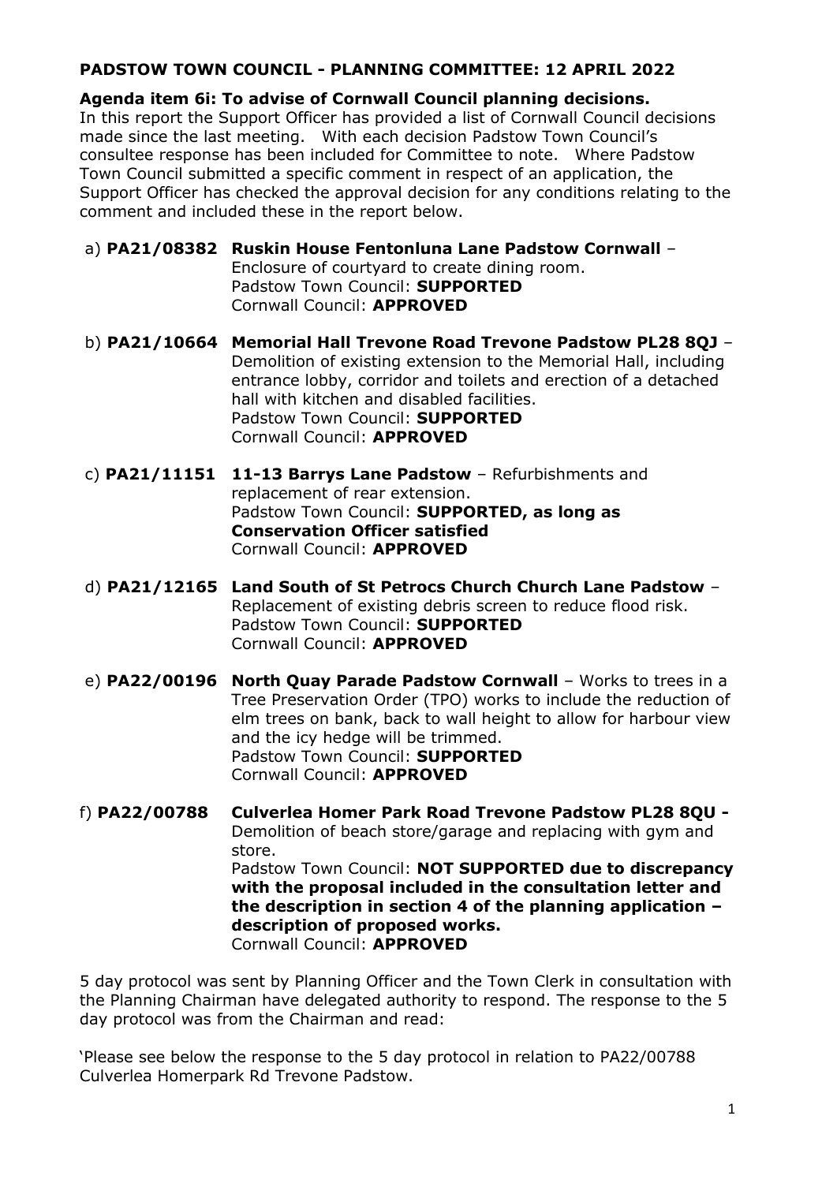**PADSTOW TOWN COUNCIL - PLANNING COMMITTEE: 12 APRIL 2022**

**Agenda item 6i: To advise of Cornwall Council planning decisions.**
In this report the Support Officer has provided a list of Cornwall Council decisions made since the last meeting. With each decision Padstow Town Council's consultee response has been included for Committee to note. Where Padstow Town Council submitted a specific comment in respect of an application, the Support Officer has checked the approval decision for any conditions relating to the comment and included these in the report below.

a) **PA21/08382 Ruskin House Fentonluna Lane Padstow Cornwall** – Enclosure of courtyard to create dining room.
Padstow Town Council: **SUPPORTED**
Cornwall Council: **APPROVED**

b) **PA21/10664 Memorial Hall Trevone Road Trevone Padstow PL28 8QJ** – Demolition of existing extension to the Memorial Hall, including entrance lobby, corridor and toilets and erection of a detached hall with kitchen and disabled facilities.
Padstow Town Council: **SUPPORTED**
Cornwall Council: **APPROVED**

c) **PA21/11151 11-13 Barrys Lane Padstow** – Refurbishments and replacement of rear extension.
Padstow Town Council: **SUPPORTED, as long as Conservation Officer satisfied**
Cornwall Council: **APPROVED**

d) **PA21/12165 Land South of St Petrocs Church Church Lane Padstow** – Replacement of existing debris screen to reduce flood risk.
Padstow Town Council: **SUPPORTED**
Cornwall Council: **APPROVED**

e) **PA22/00196 North Quay Parade Padstow Cornwall** – Works to trees in a Tree Preservation Order (TPO) works to include the reduction of elm trees on bank, back to wall height to allow for harbour view and the icy hedge will be trimmed.
Padstow Town Council: **SUPPORTED**
Cornwall Council: **APPROVED**

f) **PA22/00788 Culverlea Homer Park Road Trevone Padstow PL28 8QU -** Demolition of beach store/garage and replacing with gym and store.
Padstow Town Council: **NOT SUPPORTED due to discrepancy with the proposal included in the consultation letter and the description in section 4 of the planning application – description of proposed works.**
Cornwall Council: **APPROVED**

5 day protocol was sent by Planning Officer and the Town Clerk in consultation with the Planning Chairman have delegated authority to respond. The response to the 5 day protocol was from the Chairman and read:

'Please see below the response to the 5 day protocol in relation to PA22/00788 Culverlea Homerpark Rd Trevone Padstow.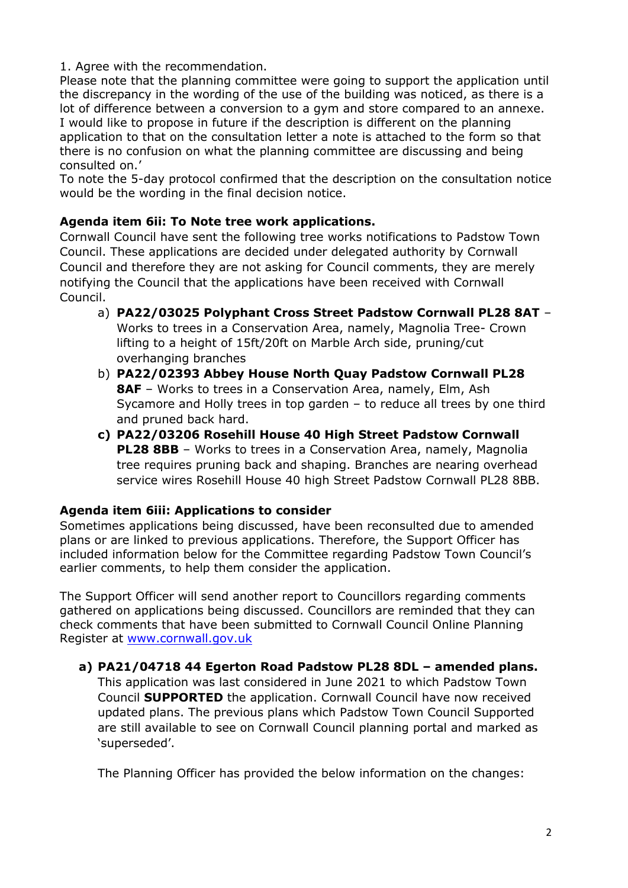1. Agree with the recommendation.
Please note that the planning committee were going to support the application until the discrepancy in the wording of the use of the building was noticed, as there is a lot of difference between a conversion to a gym and store compared to an annexe. I would like to propose in future if the description is different on the planning application to that on the consultation letter a note is attached to the form so that there is no confusion on what the planning committee are discussing and being consulted on.'
To note the 5-day protocol confirmed that the description on the consultation notice would be the wording in the final decision notice.

**Agenda item 6ii: To Note tree work applications.**

Cornwall Council have sent the following tree works notifications to Padstow Town Council. These applications are decided under delegated authority by Cornwall Council and therefore they are not asking for Council comments, they are merely notifying the Council that the applications have been received with Cornwall Council.

a) **PA22/03025 Polyphant Cross Street Padstow Cornwall PL28 8AT** – Works to trees in a Conservation Area, namely, Magnolia Tree- Crown lifting to a height of 15ft/20ft on Marble Arch side, pruning/cut overhanging branches
b) **PA22/02393 Abbey House North Quay Padstow Cornwall PL28 8AF** – Works to trees in a Conservation Area, namely, Elm, Ash Sycamore and Holly trees in top garden – to reduce all trees by one third and pruned back hard.
c) **PA22/03206 Rosehill House 40 High Street Padstow Cornwall PL28 8BB** – Works to trees in a Conservation Area, namely, Magnolia tree requires pruning back and shaping. Branches are nearing overhead service wires Rosehill House 40 high Street Padstow Cornwall PL28 8BB.

**Agenda item 6iii: Applications to consider**

Sometimes applications being discussed, have been reconsulted due to amended plans or are linked to previous applications. Therefore, the Support Officer has included information below for the Committee regarding Padstow Town Council's earlier comments, to help them consider the application.

The Support Officer will send another report to Councillors regarding comments gathered on applications being discussed. Councillors are reminded that they can check comments that have been submitted to Cornwall Council Online Planning Register at www.cornwall.gov.uk

a) **PA21/04718 44 Egerton Road Padstow PL28 8DL – amended plans.**
This application was last considered in June 2021 to which Padstow Town Council **SUPPORTED** the application. Cornwall Council have now received updated plans. The previous plans which Padstow Town Council Supported are still available to see on Cornwall Council planning portal and marked as 'superseded'.

The Planning Officer has provided the below information on the changes: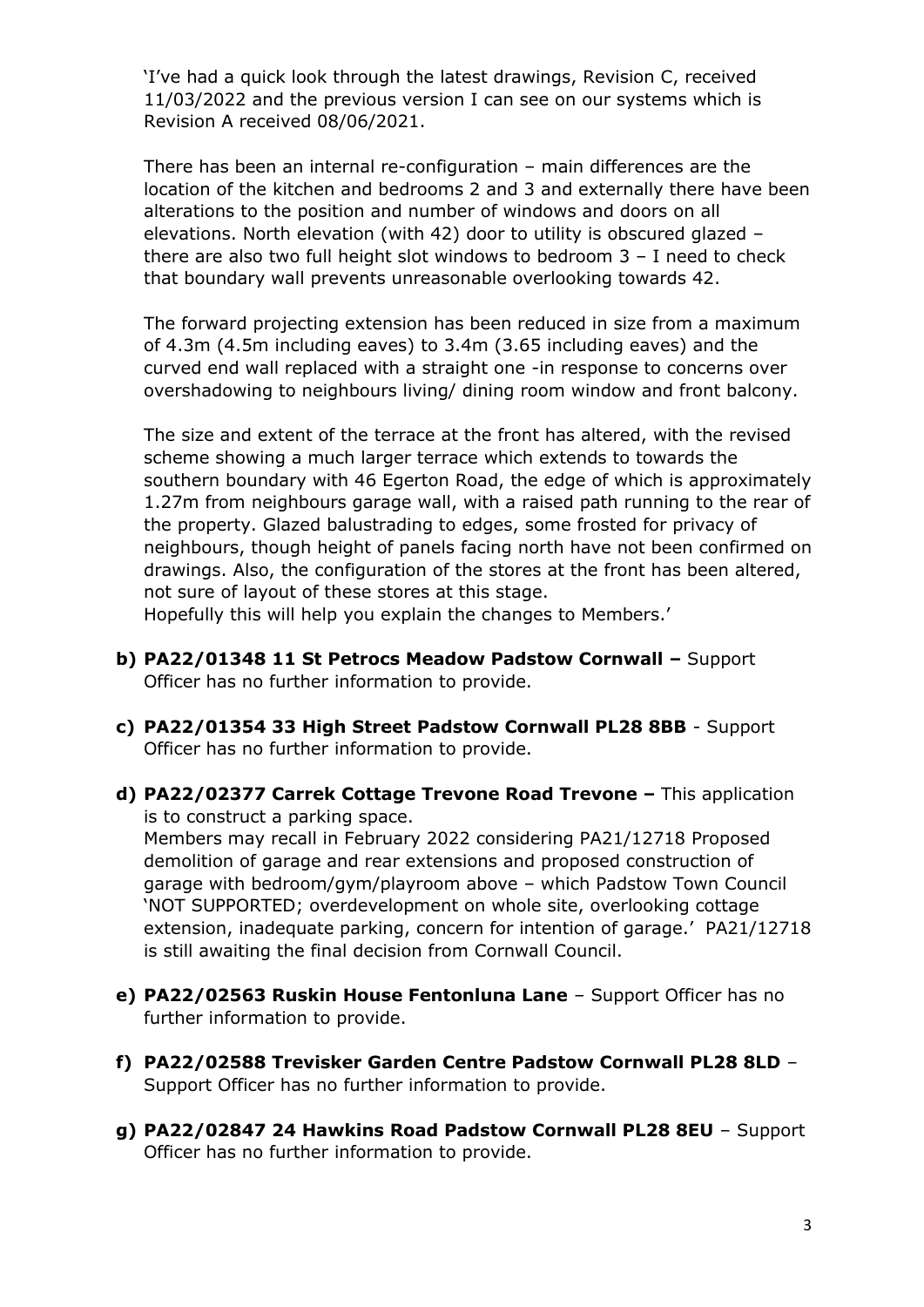'I've had a quick look through the latest drawings, Revision C, received 11/03/2022 and the previous version I can see on our systems which is Revision A received 08/06/2021.

There has been an internal re-configuration – main differences are the location of the kitchen and bedrooms 2 and 3 and externally there have been alterations to the position and number of windows and doors on all elevations. North elevation (with 42) door to utility is obscured glazed – there are also two full height slot windows to bedroom 3 – I need to check that boundary wall prevents unreasonable overlooking towards 42.

The forward projecting extension has been reduced in size from a maximum of 4.3m (4.5m including eaves) to 3.4m (3.65 including eaves) and the curved end wall replaced with a straight one -in response to concerns over overshadowing to neighbours living/ dining room window and front balcony.

The size and extent of the terrace at the front has altered, with the revised scheme showing a much larger terrace which extends to towards the southern boundary with 46 Egerton Road, the edge of which is approximately 1.27m from neighbours garage wall, with a raised path running to the rear of the property. Glazed balustrading to edges, some frosted for privacy of neighbours, though height of panels facing north have not been confirmed on drawings. Also, the configuration of the stores at the front has been altered, not sure of layout of these stores at this stage.
Hopefully this will help you explain the changes to Members.'

**b) PA22/01348 11 St Petrocs Meadow Padstow Cornwall –** Support Officer has no further information to provide.

**c) PA22/01354 33 High Street Padstow Cornwall PL28 8BB** - Support Officer has no further information to provide.

**d) PA22/02377 Carrek Cottage Trevone Road Trevone –** This application is to construct a parking space.
Members may recall in February 2022 considering PA21/12718 Proposed demolition of garage and rear extensions and proposed construction of garage with bedroom/gym/playroom above – which Padstow Town Council 'NOT SUPPORTED; overdevelopment on whole site, overlooking cottage extension, inadequate parking, concern for intention of garage.' PA21/12718 is still awaiting the final decision from Cornwall Council.

**e) PA22/02563 Ruskin House Fentonluna Lane** – Support Officer has no further information to provide.

**f) PA22/02588 Trevisker Garden Centre Padstow Cornwall PL28 8LD** – Support Officer has no further information to provide.

**g) PA22/02847 24 Hawkins Road Padstow Cornwall PL28 8EU** – Support Officer has no further information to provide.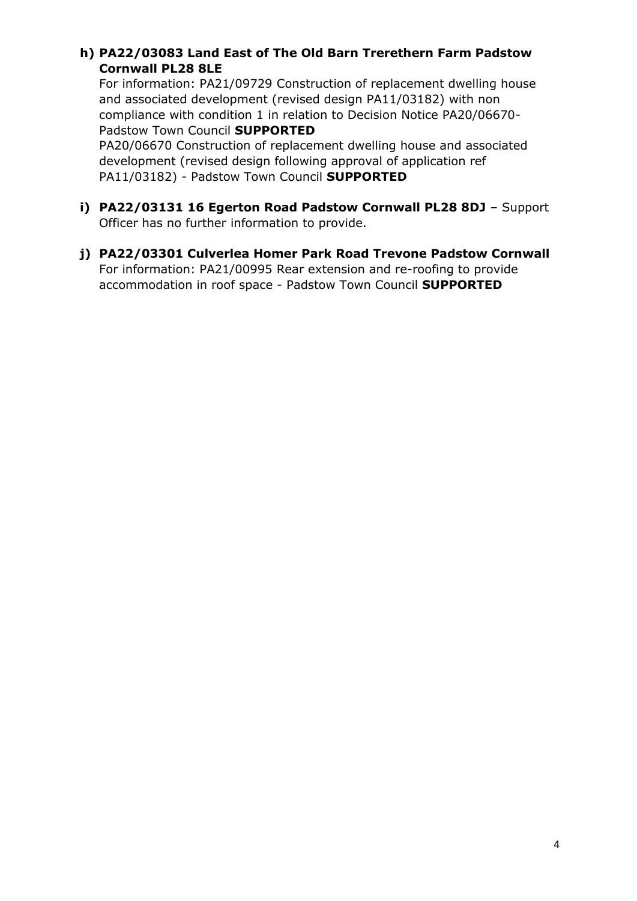**h) PA22/03083 Land East of The Old Barn Trerethern Farm Padstow Cornwall PL28 8LE**

For information: PA21/09729 Construction of replacement dwelling house and associated development (revised design PA11/03182) with non compliance with condition 1 in relation to Decision Notice PA20/06670- Padstow Town Council **SUPPORTED**

PA20/06670 Construction of replacement dwelling house and associated development (revised design following approval of application ref PA11/03182) - Padstow Town Council **SUPPORTED**

**i) PA22/03131 16 Egerton Road Padstow Cornwall PL28 8DJ** – Support Officer has no further information to provide.

**j) PA22/03301 Culverlea Homer Park Road Trevone Padstow Cornwall**

For information: PA21/00995 Rear extension and re-roofing to provide accommodation in roof space - Padstow Town Council **SUPPORTED**